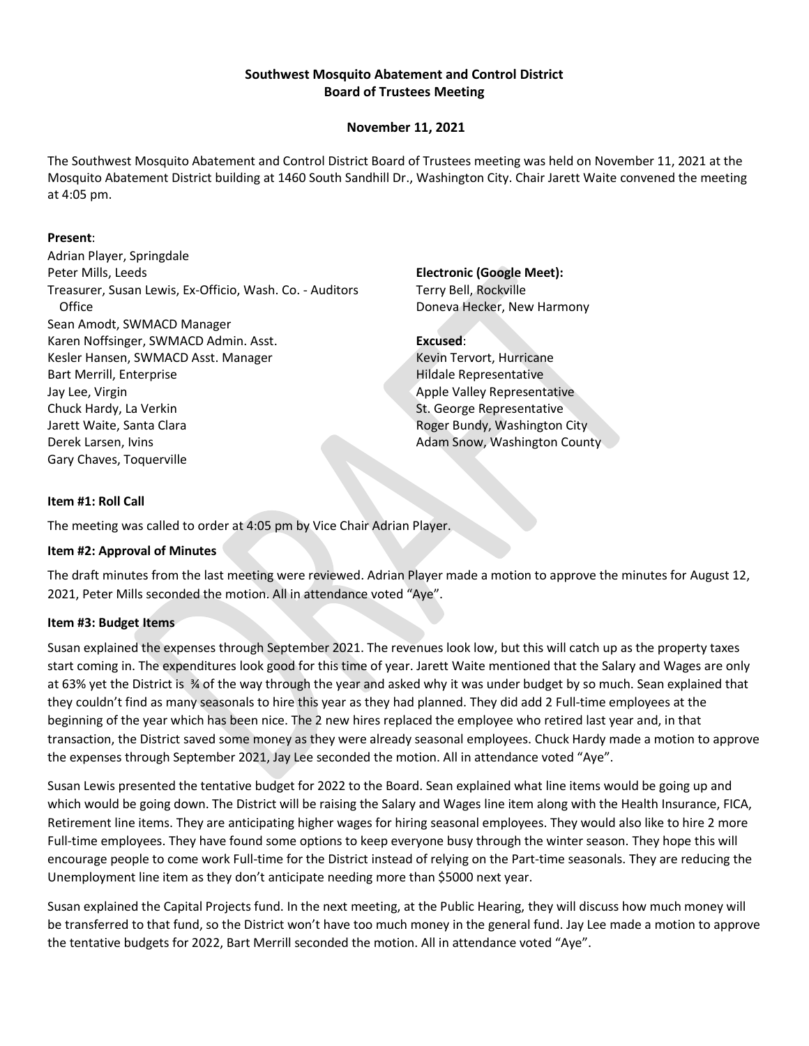**Southwest Mosquito Abatement and Control District**
**Board of Trustees Meeting**

**November 11, 2021**

The Southwest Mosquito Abatement and Control District Board of Trustees meeting was held on November 11, 2021 at the Mosquito Abatement District building at 1460 South Sandhill Dr., Washington City. Chair Jarett Waite convened the meeting at 4:05 pm.

**Present**:
Adrian Player, Springdale
Peter Mills, Leeds
Treasurer, Susan Lewis, Ex-Officio, Wash. Co. - Auditors Office
Sean Amodt, SWMACD Manager
Karen Noffsinger, SWMACD Admin. Asst.
Kesler Hansen, SWMACD Asst. Manager
Bart Merrill, Enterprise
Jay Lee, Virgin
Chuck Hardy, La Verkin
Jarett Waite, Santa Clara
Derek Larsen, Ivins
Gary Chaves, Toquerville

**Electronic (Google Meet):**
Terry Bell, Rockville
Doneva Hecker, New Harmony

**Excused**:
Kevin Tervort, Hurricane
Hildale Representative
Apple Valley Representative
St. George Representative
Roger Bundy, Washington City
Adam Snow, Washington County

**Item #1: Roll Call**

The meeting was called to order at 4:05 pm by Vice Chair Adrian Player.

**Item #2: Approval of Minutes**

The draft minutes from the last meeting were reviewed. Adrian Player made a motion to approve the minutes for August 12, 2021, Peter Mills seconded the motion. All in attendance voted "Aye".

**Item #3: Budget Items**

Susan explained the expenses through September 2021. The revenues look low, but this will catch up as the property taxes start coming in. The expenditures look good for this time of year. Jarett Waite mentioned that the Salary and Wages are only at 63% yet the District is ¾ of the way through the year and asked why it was under budget by so much. Sean explained that they couldn't find as many seasonals to hire this year as they had planned. They did add 2 Full-time employees at the beginning of the year which has been nice. The 2 new hires replaced the employee who retired last year and, in that transaction, the District saved some money as they were already seasonal employees. Chuck Hardy made a motion to approve the expenses through September 2021, Jay Lee seconded the motion. All in attendance voted "Aye".

Susan Lewis presented the tentative budget for 2022 to the Board. Sean explained what line items would be going up and which would be going down. The District will be raising the Salary and Wages line item along with the Health Insurance, FICA, Retirement line items. They are anticipating higher wages for hiring seasonal employees. They would also like to hire 2 more Full-time employees. They have found some options to keep everyone busy through the winter season. They hope this will encourage people to come work Full-time for the District instead of relying on the Part-time seasonals. They are reducing the Unemployment line item as they don't anticipate needing more than $5000 next year.

Susan explained the Capital Projects fund. In the next meeting, at the Public Hearing, they will discuss how much money will be transferred to that fund, so the District won't have too much money in the general fund. Jay Lee made a motion to approve the tentative budgets for 2022, Bart Merrill seconded the motion. All in attendance voted "Aye".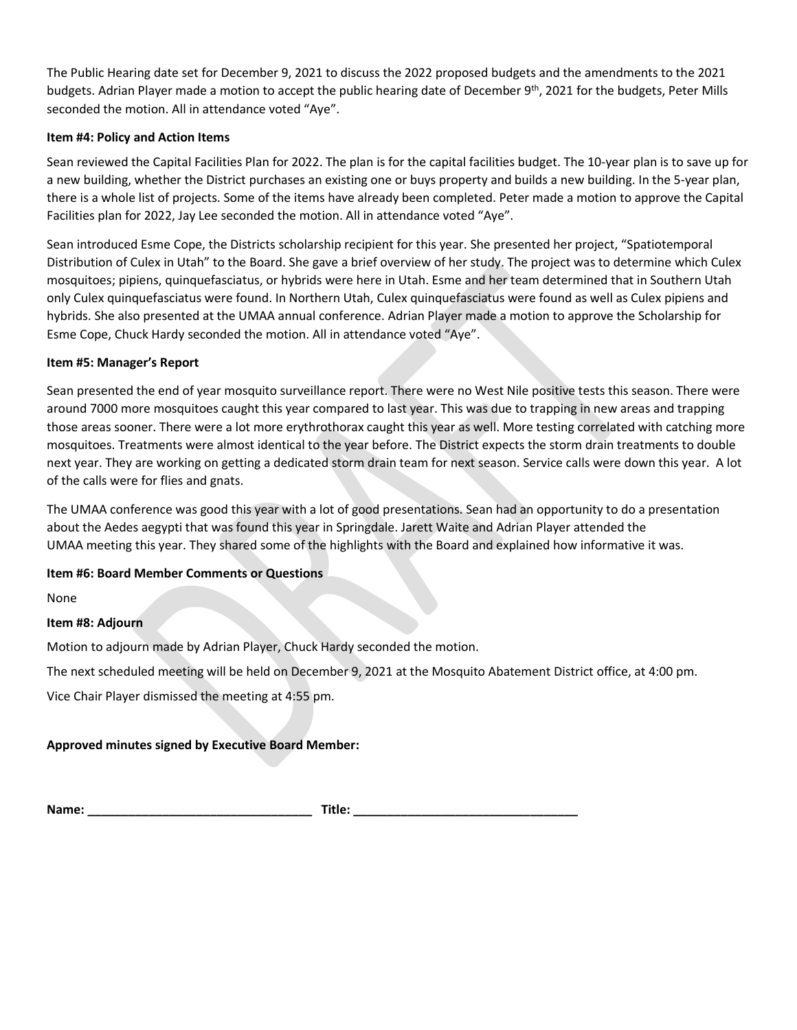The Public Hearing date set for December 9, 2021 to discuss the 2022 proposed budgets and the amendments to the 2021 budgets. Adrian Player made a motion to accept the public hearing date of December 9th, 2021 for the budgets, Peter Mills seconded the motion. All in attendance voted "Aye".

**Item #4: Policy and Action Items**

Sean reviewed the Capital Facilities Plan for 2022. The plan is for the capital facilities budget. The 10-year plan is to save up for a new building, whether the District purchases an existing one or buys property and builds a new building. In the 5-year plan, there is a whole list of projects. Some of the items have already been completed. Peter made a motion to approve the Capital Facilities plan for 2022, Jay Lee seconded the motion. All in attendance voted "Aye".

Sean introduced Esme Cope, the Districts scholarship recipient for this year. She presented her project, "Spatiotemporal Distribution of Culex in Utah" to the Board. She gave a brief overview of her study. The project was to determine which Culex mosquitoes; pipiens, quinquefasciatus, or hybrids were here in Utah. Esme and her team determined that in Southern Utah only Culex quinquefasciatus were found. In Northern Utah, Culex quinquefasciatus were found as well as Culex pipiens and hybrids. She also presented at the UMAA annual conference. Adrian Player made a motion to approve the Scholarship for Esme Cope, Chuck Hardy seconded the motion. All in attendance voted "Aye".

**Item #5: Manager's Report**

Sean presented the end of year mosquito surveillance report. There were no West Nile positive tests this season. There were around 7000 more mosquitoes caught this year compared to last year. This was due to trapping in new areas and trapping those areas sooner. There were a lot more erythrothorax caught this year as well. More testing correlated with catching more mosquitoes. Treatments were almost identical to the year before. The District expects the storm drain treatments to double next year. They are working on getting a dedicated storm drain team for next season. Service calls were down this year. A lot of the calls were for flies and gnats.

The UMAA conference was good this year with a lot of good presentations. Sean had an opportunity to do a presentation about the Aedes aegypti that was found this year in Springdale. Jarett Waite and Adrian Player attended the UMAA meeting this year. They shared some of the highlights with the Board and explained how informative it was.

**Item #6: Board Member Comments or Questions**

None

**Item #8: Adjourn**

Motion to adjourn made by Adrian Player, Chuck Hardy seconded the motion.

The next scheduled meeting will be held on December 9, 2021 at the Mosquito Abatement District office, at 4:00 pm.

Vice Chair Player dismissed the meeting at 4:55 pm.

**Approved minutes signed by Executive Board Member:**

**Name:** ________________________________ **Title:** ________________________________